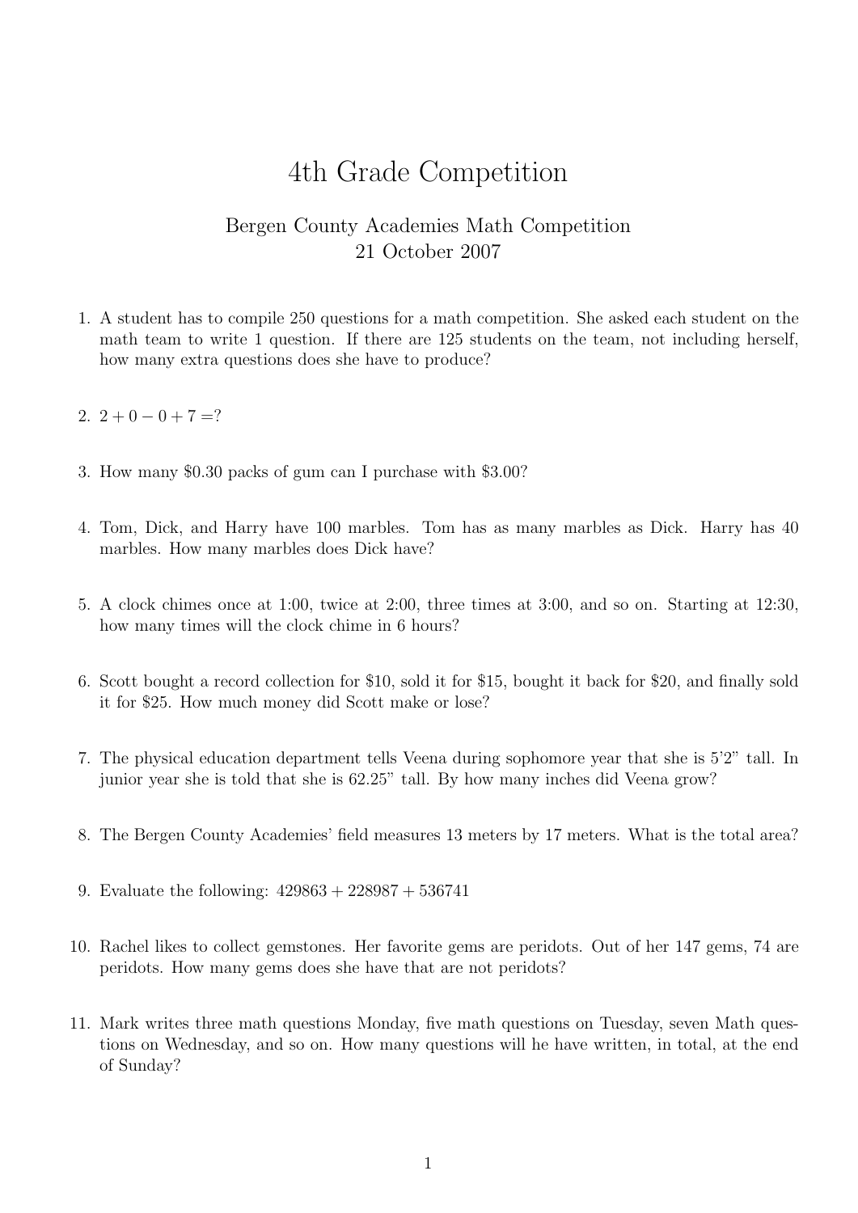# 4th Grade Competition

Bergen County Academies Math Competition
21 October 2007

1. A student has to compile 250 questions for a math competition. She asked each student on the math team to write 1 question. If there are 125 students on the team, not including herself, how many extra questions does she have to produce?

2. $2 + 0 - 0 + 7 = ?$

3. How many $0.30 packs of gum can I purchase with $3.00?

4. Tom, Dick, and Harry have 100 marbles. Tom has as many marbles as Dick. Harry has 40 marbles. How many marbles does Dick have?

5. A clock chimes once at 1:00, twice at 2:00, three times at 3:00, and so on. Starting at 12:30, how many times will the clock chime in 6 hours?

6. Scott bought a record collection for $10, sold it for $15, bought it back for $20, and finally sold it for $25. How much money did Scott make or lose?

7. The physical education department tells Veena during sophomore year that she is 5'2" tall. In junior year she is told that she is 62.25" tall. By how many inches did Veena grow?

8. The Bergen County Academies' field measures 13 meters by 17 meters. What is the total area?

9. Evaluate the following: $429863 + 228987 + 536741$

10. Rachel likes to collect gemstones. Her favorite gems are peridots. Out of her 147 gems, 74 are peridots. How many gems does she have that are not peridots?

11. Mark writes three math questions Monday, five math questions on Tuesday, seven Math questions on Wednesday, and so on. How many questions will he have written, in total, at the end of Sunday?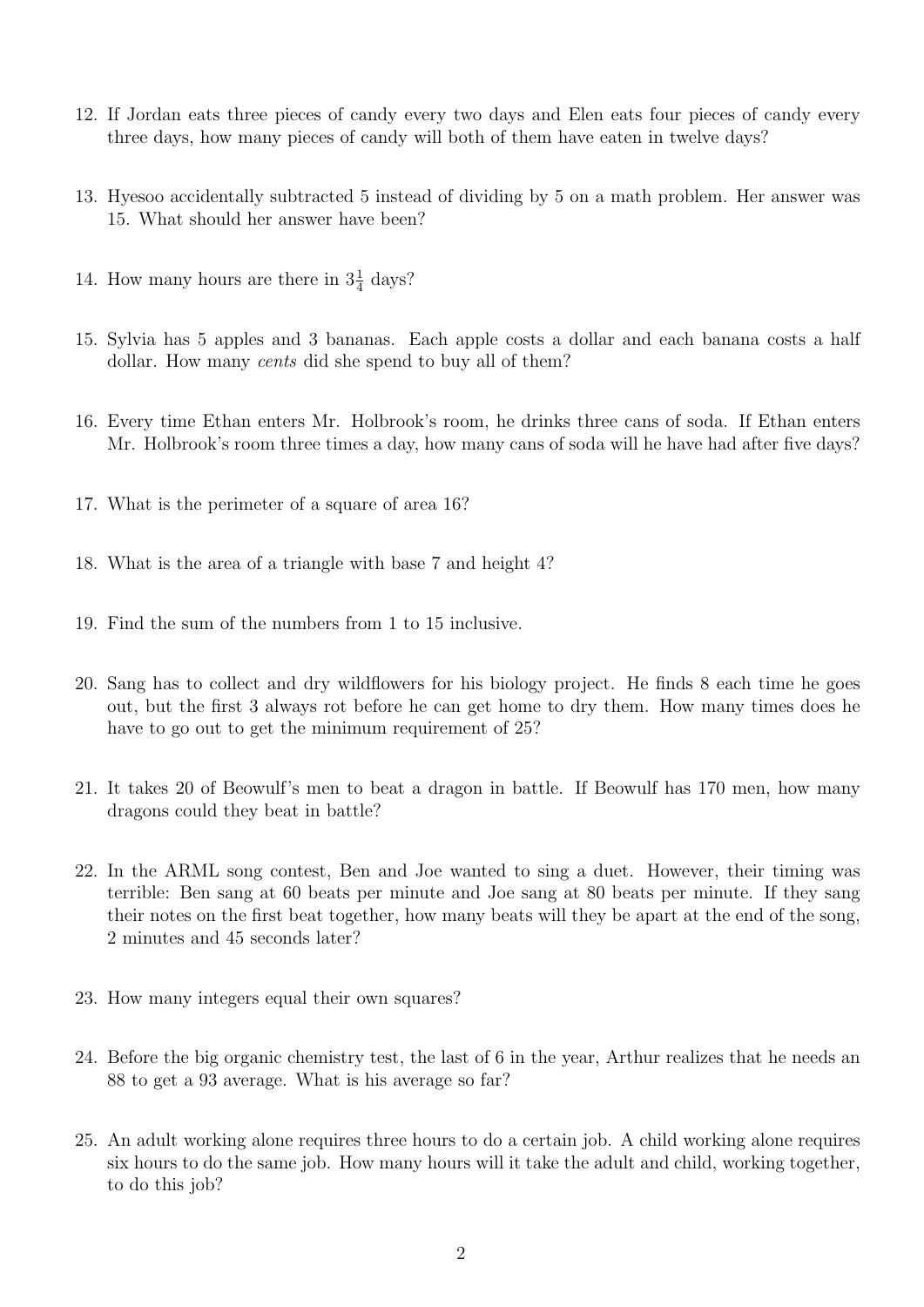12. If Jordan eats three pieces of candy every two days and Elen eats four pieces of candy every three days, how many pieces of candy will both of them have eaten in twelve days?

13. Hyesoo accidentally subtracted 5 instead of dividing by 5 on a math problem. Her answer was 15. What should her answer have been?

14. How many hours are there in $3\frac{1}{4}$ days?

15. Sylvia has 5 apples and 3 bananas. Each apple costs a dollar and each banana costs a half dollar. How many *cents* did she spend to buy all of them?

16. Every time Ethan enters Mr. Holbrook's room, he drinks three cans of soda. If Ethan enters Mr. Holbrook's room three times a day, how many cans of soda will he have had after five days?

17. What is the perimeter of a square of area 16?

18. What is the area of a triangle with base 7 and height 4?

19. Find the sum of the numbers from 1 to 15 inclusive.

20. Sang has to collect and dry wildflowers for his biology project. He finds 8 each time he goes out, but the first 3 always rot before he can get home to dry them. How many times does he have to go out to get the minimum requirement of 25?

21. It takes 20 of Beowulf's men to beat a dragon in battle. If Beowulf has 170 men, how many dragons could they beat in battle?

22. In the ARML song contest, Ben and Joe wanted to sing a duet. However, their timing was terrible: Ben sang at 60 beats per minute and Joe sang at 80 beats per minute. If they sang their notes on the first beat together, how many beats will they be apart at the end of the song, 2 minutes and 45 seconds later?

23. How many integers equal their own squares?

24. Before the big organic chemistry test, the last of 6 in the year, Arthur realizes that he needs an 88 to get a 93 average. What is his average so far?

25. An adult working alone requires three hours to do a certain job. A child working alone requires six hours to do the same job. How many hours will it take the adult and child, working together, to do this job?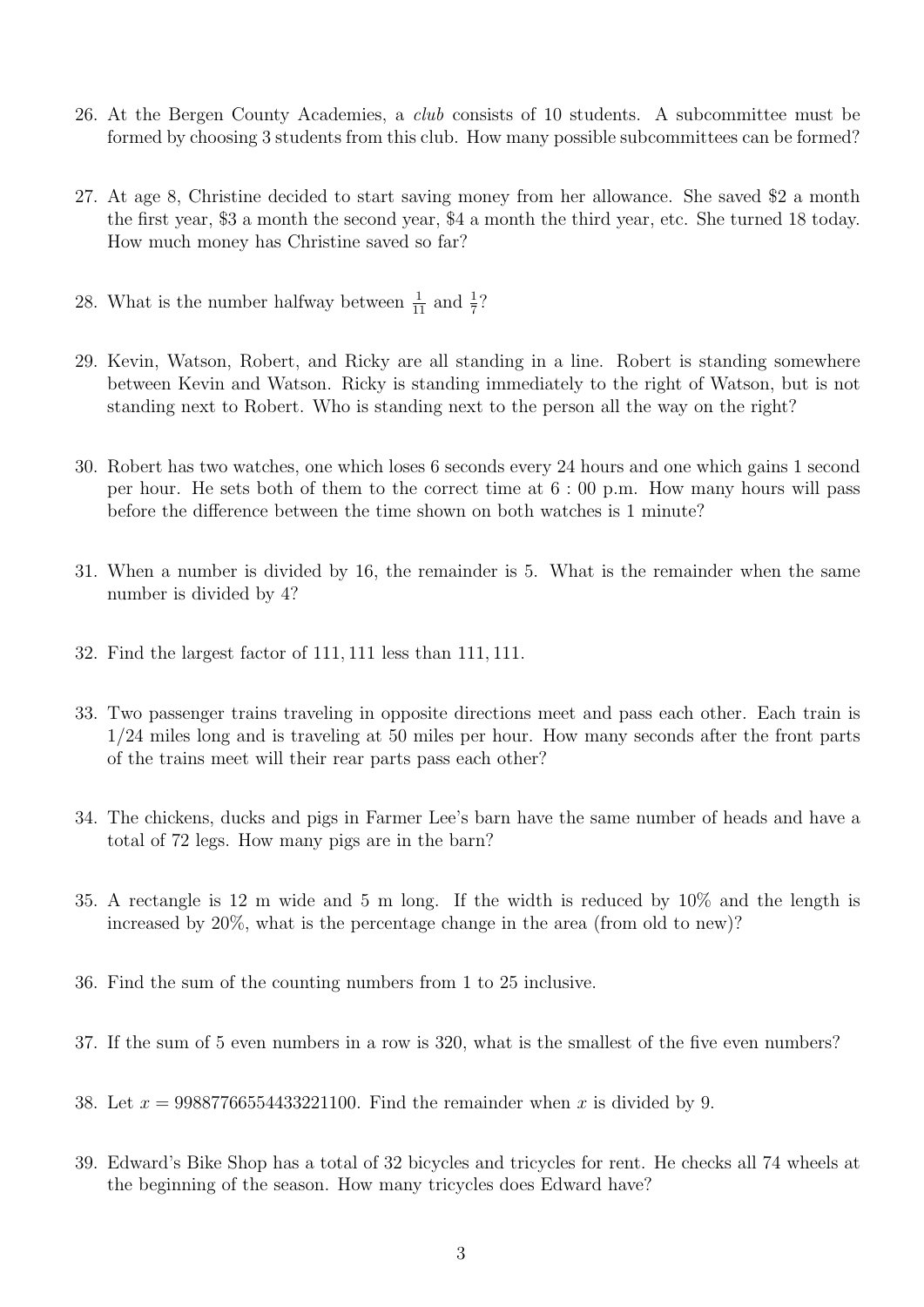26. At the Bergen County Academies, a *club* consists of 10 students. A subcommittee must be formed by choosing 3 students from this club. How many possible subcommittees can be formed?

27. At age 8, Christine decided to start saving money from her allowance. She saved \$2 a month the first year, \$3 a month the second year, \$4 a month the third year, etc. She turned 18 today. How much money has Christine saved so far?

28. What is the number halfway between $\frac{1}{11}$ and $\frac{1}{7}$?

29. Kevin, Watson, Robert, and Ricky are all standing in a line. Robert is standing somewhere between Kevin and Watson. Ricky is standing immediately to the right of Watson, but is not standing next to Robert. Who is standing next to the person all the way on the right?

30. Robert has two watches, one which loses 6 seconds every 24 hours and one which gains 1 second per hour. He sets both of them to the correct time at $6:00$ p.m. How many hours will pass before the difference between the time shown on both watches is 1 minute?

31. When a number is divided by 16, the remainder is 5. What is the remainder when the same number is divided by 4?

32. Find the largest factor of $111,111$ less than $111,111$.

33. Two passenger trains traveling in opposite directions meet and pass each other. Each train is $1/24$ miles long and is traveling at 50 miles per hour. How many seconds after the front parts of the trains meet will their rear parts pass each other?

34. The chickens, ducks and pigs in Farmer Lee's barn have the same number of heads and have a total of 72 legs. How many pigs are in the barn?

35. A rectangle is 12 m wide and 5 m long. If the width is reduced by 10% and the length is increased by 20%, what is the percentage change in the area (from old to new)?

36. Find the sum of the counting numbers from 1 to 25 inclusive.

37. If the sum of 5 even numbers in a row is 320, what is the smallest of the five even numbers?

38. Let $x = 99887766554433221100$. Find the remainder when $x$ is divided by 9.

39. Edward's Bike Shop has a total of 32 bicycles and tricycles for rent. He checks all 74 wheels at the beginning of the season. How many tricycles does Edward have?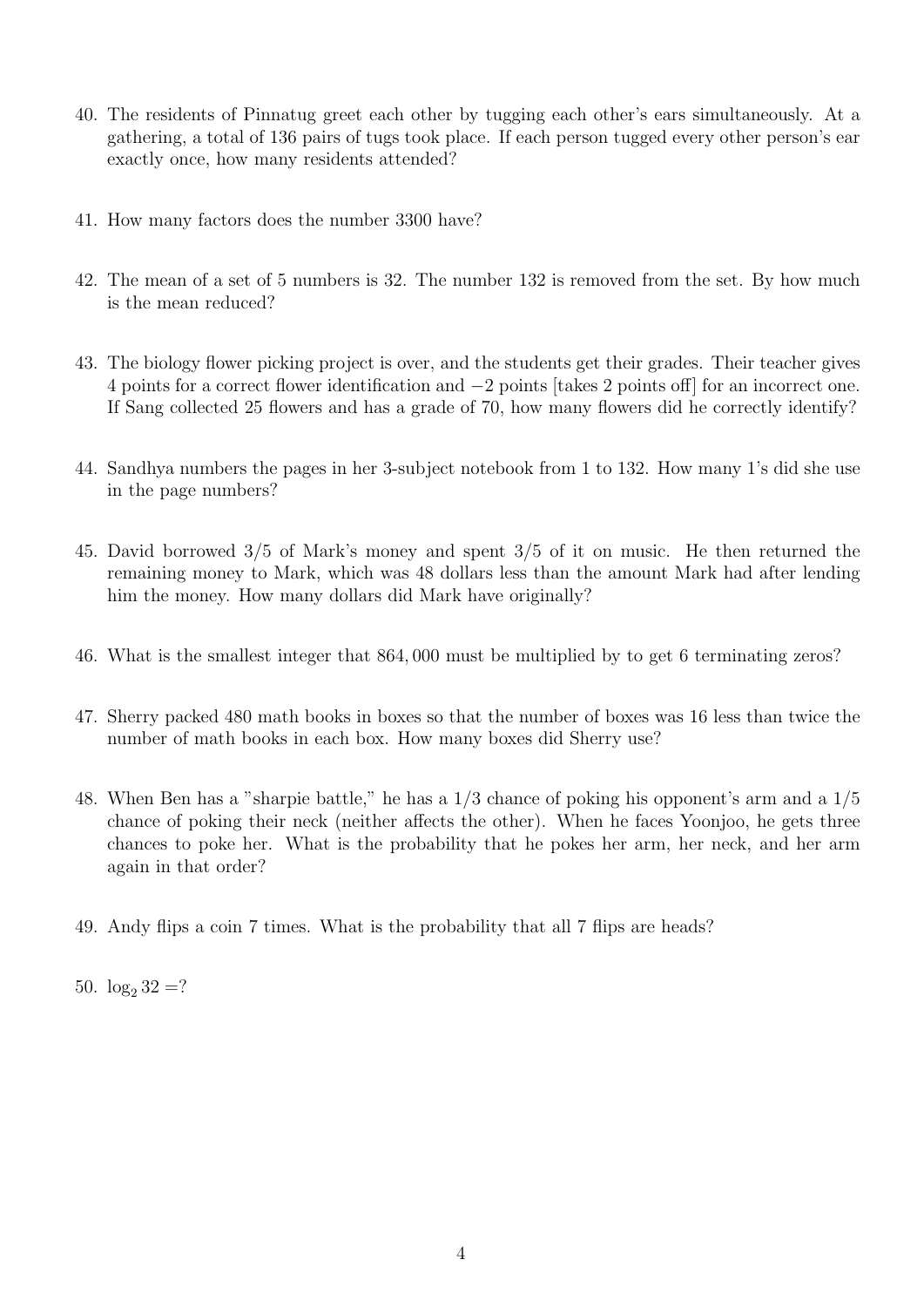40. The residents of Pinnatug greet each other by tugging each other's ears simultaneously. At a gathering, a total of 136 pairs of tugs took place. If each person tugged every other person's ear exactly once, how many residents attended?

41. How many factors does the number 3300 have?

42. The mean of a set of 5 numbers is 32. The number 132 is removed from the set. By how much is the mean reduced?

43. The biology flower picking project is over, and the students get their grades. Their teacher gives 4 points for a correct flower identification and $-2$ points [takes 2 points off] for an incorrect one. If Sang collected 25 flowers and has a grade of 70, how many flowers did he correctly identify?

44. Sandhya numbers the pages in her 3-subject notebook from 1 to 132. How many 1's did she use in the page numbers?

45. David borrowed $3/5$ of Mark's money and spent $3/5$ of it on music. He then returned the remaining money to Mark, which was 48 dollars less than the amount Mark had after lending him the money. How many dollars did Mark have originally?

46. What is the smallest integer that $864,000$ must be multiplied by to get 6 terminating zeros?

47. Sherry packed 480 math books in boxes so that the number of boxes was 16 less than twice the number of math books in each box. How many boxes did Sherry use?

48. When Ben has a "sharpie battle," he has a $1/3$ chance of poking his opponent's arm and a $1/5$ chance of poking their neck (neither affects the other). When he faces Yoonjoo, he gets three chances to poke her. What is the probability that he pokes her arm, her neck, and her arm again in that order?

49. Andy flips a coin 7 times. What is the probability that all 7 flips are heads?

50. $\log_2 32 = ?$